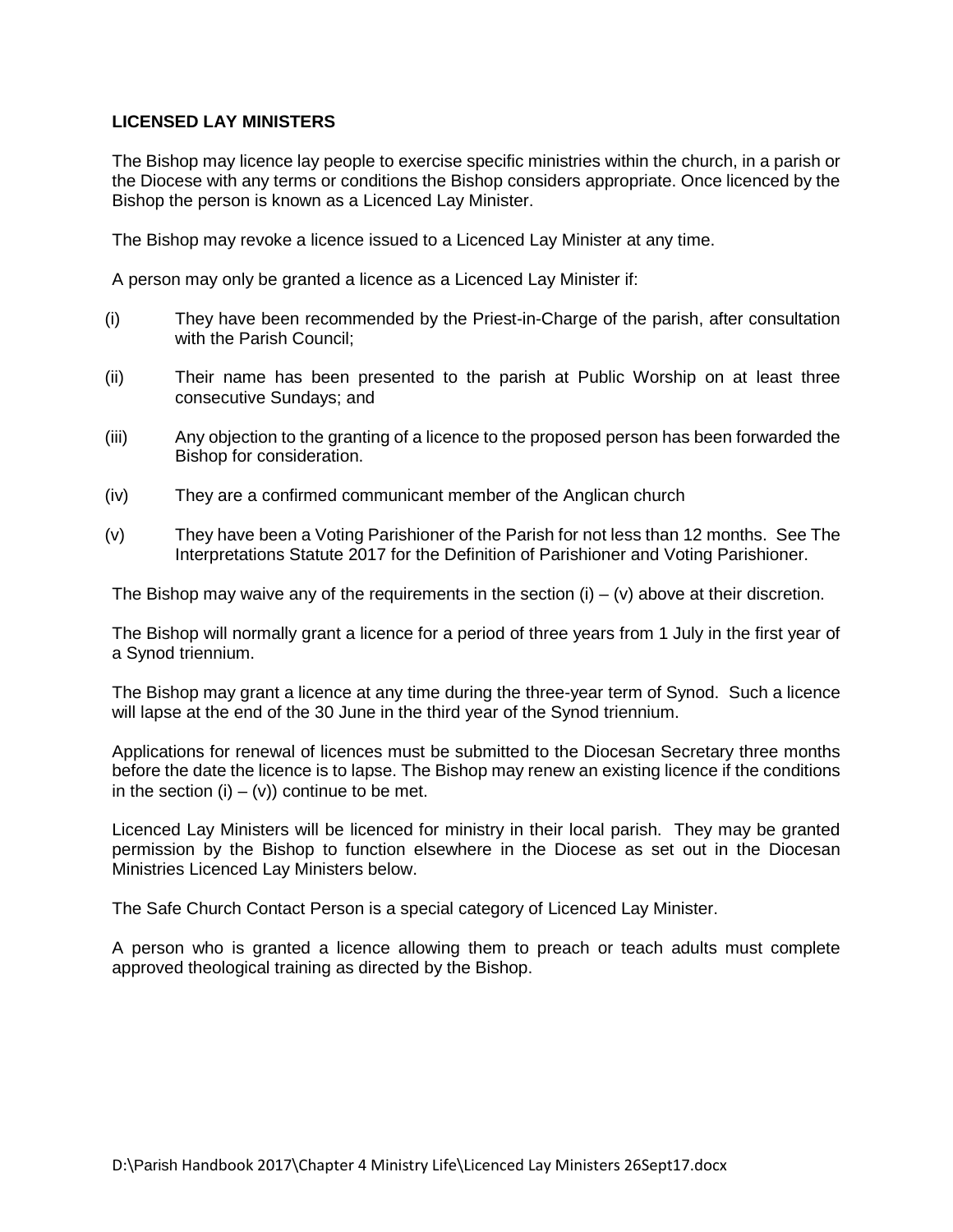# LICENSED LAY MINISTERS

The Bishop may licence lay people to exercise specific ministries within the church, in a parish or the Diocese with any terms or conditions the Bishop considers appropriate. Once licenced by the Bishop the person is known as a Licenced Lay Minister.

The Bishop may revoke a licence issued to a Licenced Lay Minister at any time.

A person may only be granted a licence as a Licenced Lay Minister if:

(i) They have been recommended by the Priest-in-Charge of the parish, after consultation with the Parish Council;

(ii) Their name has been presented to the parish at Public Worship on at least three consecutive Sundays; and

(iii) Any objection to the granting of a licence to the proposed person has been forwarded the Bishop for consideration.

(iv) They are a confirmed communicant member of the Anglican church

(v) They have been a Voting Parishioner of the Parish for not less than 12 months. See The Interpretations Statute 2017 for the Definition of Parishioner and Voting Parishioner.

The Bishop may waive any of the requirements in the section (i) – (v) above at their discretion.

The Bishop will normally grant a licence for a period of three years from 1 July in the first year of a Synod triennium.

The Bishop may grant a licence at any time during the three-year term of Synod. Such a licence will lapse at the end of the 30 June in the third year of the Synod triennium.

Applications for renewal of licences must be submitted to the Diocesan Secretary three months before the date the licence is to lapse. The Bishop may renew an existing licence if the conditions in the section (i) – (v)) continue to be met.

Licenced Lay Ministers will be licenced for ministry in their local parish. They may be granted permission by the Bishop to function elsewhere in the Diocese as set out in the Diocesan Ministries Licenced Lay Ministers below.

The Safe Church Contact Person is a special category of Licenced Lay Minister.

A person who is granted a licence allowing them to preach or teach adults must complete approved theological training as directed by the Bishop.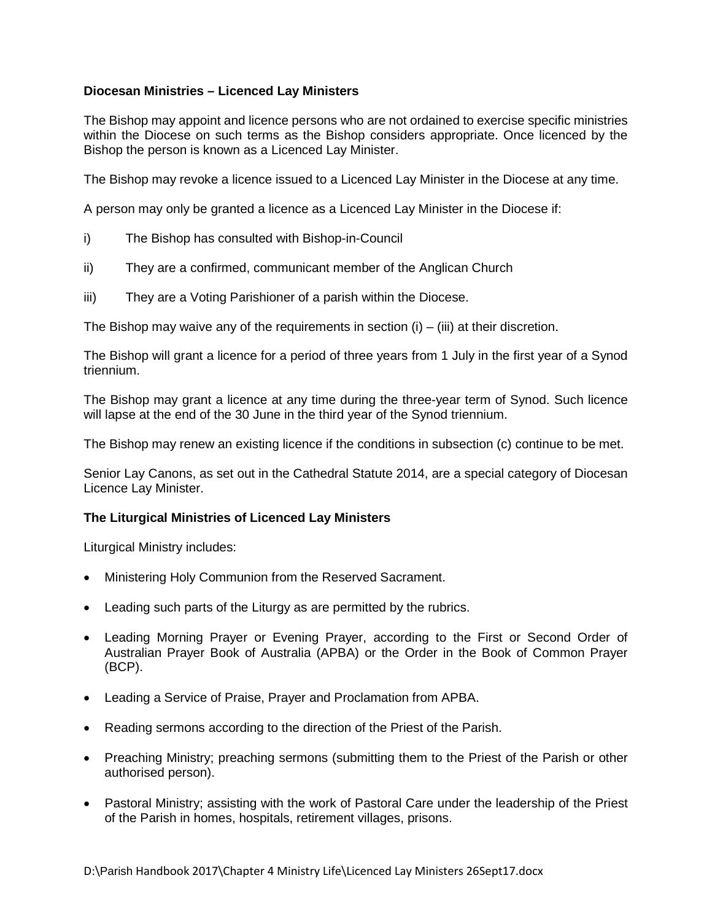**Diocesan Ministries – Licenced Lay Ministers**

The Bishop may appoint and licence persons who are not ordained to exercise specific ministries within the Diocese on such terms as the Bishop considers appropriate. Once licenced by the Bishop the person is known as a Licenced Lay Minister.

The Bishop may revoke a licence issued to a Licenced Lay Minister in the Diocese at any time.

A person may only be granted a licence as a Licenced Lay Minister in the Diocese if:

i) The Bishop has consulted with Bishop-in-Council

ii) They are a confirmed, communicant member of the Anglican Church

iii) They are a Voting Parishioner of a parish within the Diocese.

The Bishop may waive any of the requirements in section (i) – (iii) at their discretion.

The Bishop will grant a licence for a period of three years from 1 July in the first year of a Synod triennium.

The Bishop may grant a licence at any time during the three-year term of Synod. Such licence will lapse at the end of the 30 June in the third year of the Synod triennium.

The Bishop may renew an existing licence if the conditions in subsection (c) continue to be met.

Senior Lay Canons, as set out in the Cathedral Statute 2014, are a special category of Diocesan Licence Lay Minister.

**The Liturgical Ministries of Licenced Lay Ministers**

Liturgical Ministry includes:

- Ministering Holy Communion from the Reserved Sacrament.
- Leading such parts of the Liturgy as are permitted by the rubrics.
- Leading Morning Prayer or Evening Prayer, according to the First or Second Order of Australian Prayer Book of Australia (APBA) or the Order in the Book of Common Prayer (BCP).
- Leading a Service of Praise, Prayer and Proclamation from APBA.
- Reading sermons according to the direction of the Priest of the Parish.
- Preaching Ministry; preaching sermons (submitting them to the Priest of the Parish or other authorised person).
- Pastoral Ministry; assisting with the work of Pastoral Care under the leadership of the Priest of the Parish in homes, hospitals, retirement villages, prisons.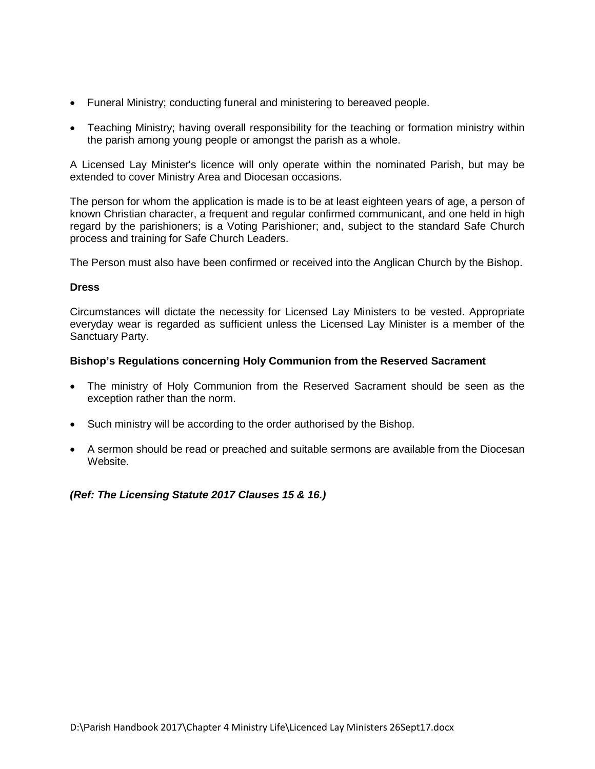- Funeral Ministry; conducting funeral and ministering to bereaved people.

- Teaching Ministry; having overall responsibility for the teaching or formation ministry within the parish among young people or amongst the parish as a whole.

A Licensed Lay Minister's licence will only operate within the nominated Parish, but may be extended to cover Ministry Area and Diocesan occasions.

The person for whom the application is made is to be at least eighteen years of age, a person of known Christian character, a frequent and regular confirmed communicant, and one held in high regard by the parishioners; is a Voting Parishioner; and, subject to the standard Safe Church process and training for Safe Church Leaders.

The Person must also have been confirmed or received into the Anglican Church by the Bishop.

**Dress**

Circumstances will dictate the necessity for Licensed Lay Ministers to be vested. Appropriate everyday wear is regarded as sufficient unless the Licensed Lay Minister is a member of the Sanctuary Party.

**Bishop's Regulations concerning Holy Communion from the Reserved Sacrament**

- The ministry of Holy Communion from the Reserved Sacrament should be seen as the exception rather than the norm.

- Such ministry will be according to the order authorised by the Bishop.

- A sermon should be read or preached and suitable sermons are available from the Diocesan Website.

***(Ref: The Licensing Statute 2017 Clauses 15 & 16.)***